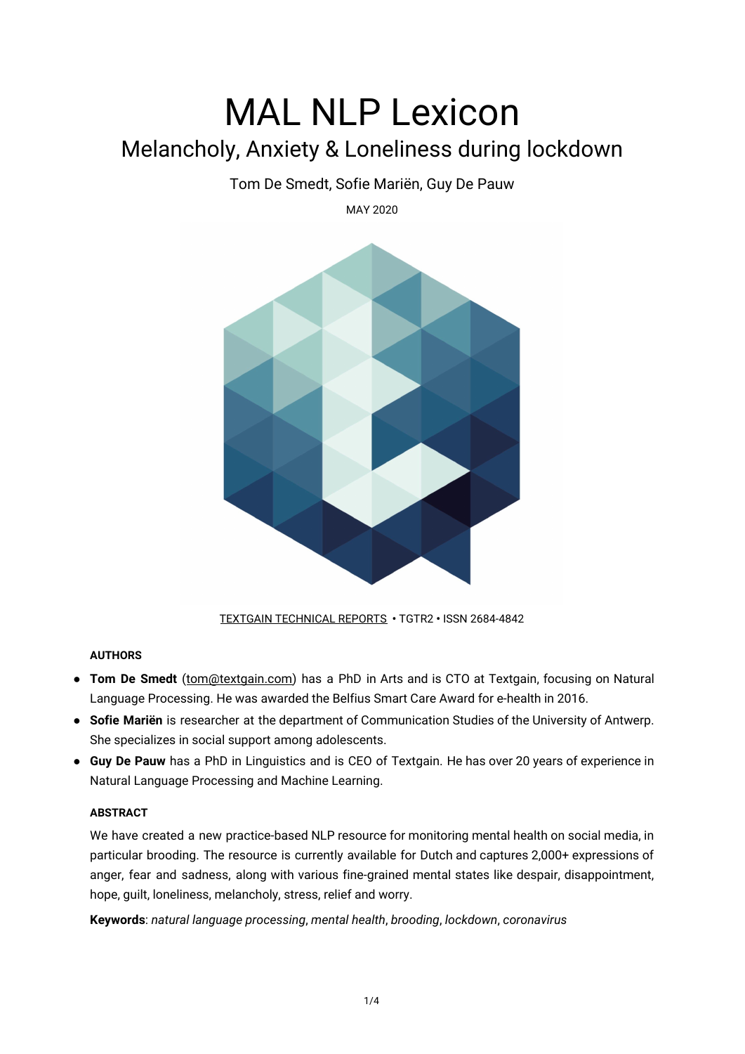# MAL NLP Lexicon

## Melancholy, Anxiety & Loneliness during lockdown

Tom De Smedt, Sofie Mariën, Guy De Pauw

MAY 2020

TEXTGAIN TECHNICAL REPORTS • TGTR2 • ISSN 2684-4842

**AUTHORS**

- **Tom De Smedt** (tom@textgain.com) has a PhD in Arts and is CTO at Textgain, focusing on Natural Language Processing. He was awarded the Belfius Smart Care Award for e-health in 2016.
- **Sofie Mariën** is researcher at the department of Communication Studies of the University of Antwerp. She specializes in social support among adolescents.
- **Guy De Pauw** has a PhD in Linguistics and is CEO of Textgain. He has over 20 years of experience in Natural Language Processing and Machine Learning.

**ABSTRACT**

We have created a new practice-based NLP resource for monitoring mental health on social media, in particular brooding. The resource is currently available for Dutch and captures 2,000+ expressions of anger, fear and sadness, along with various fine-grained mental states like despair, disappointment, hope, guilt, loneliness, melancholy, stress, relief and worry.

**Keywords**: *natural language processing*, *mental health*, *brooding*, *lockdown*, *coronavirus*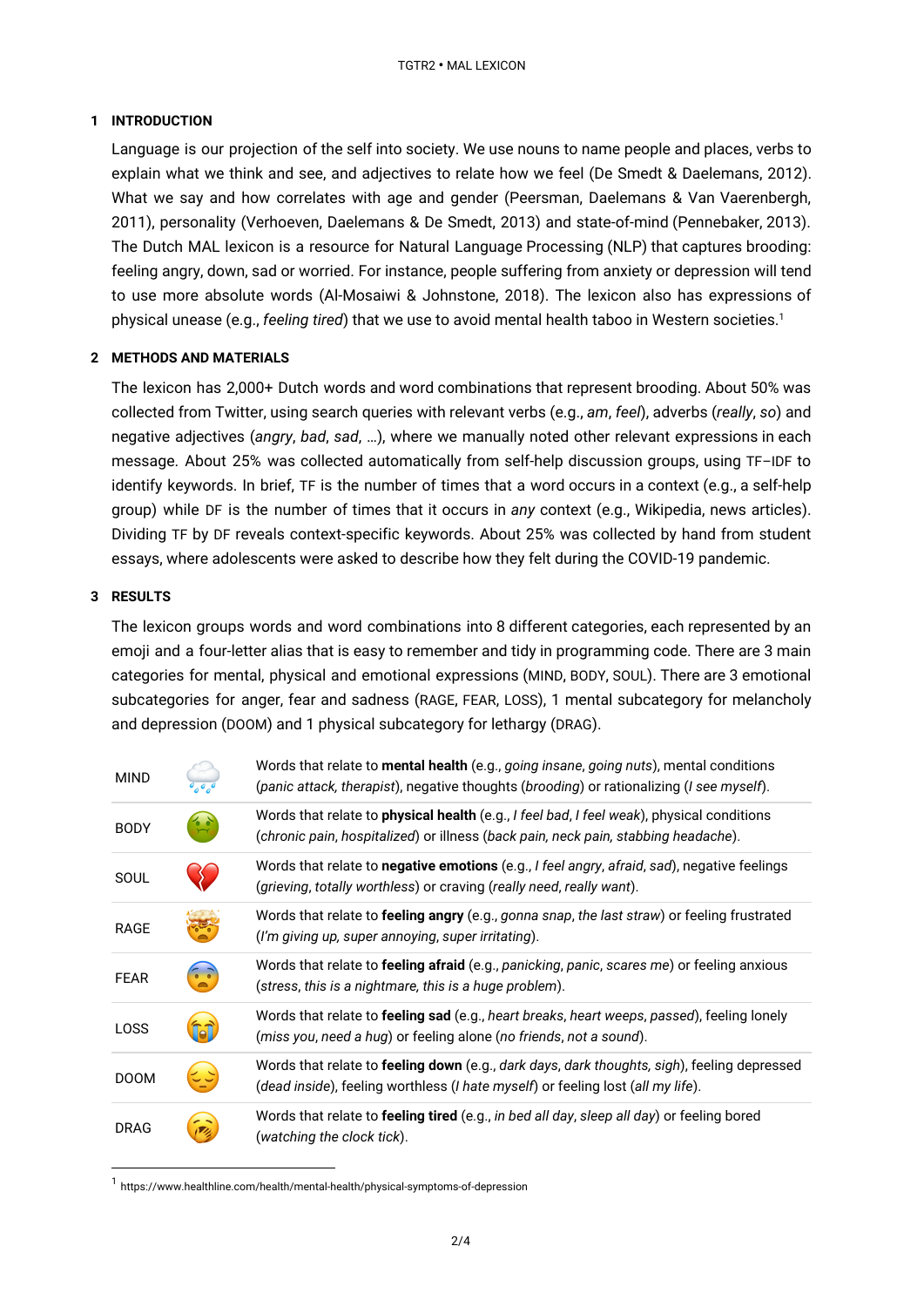## 1 INTRODUCTION

Language is our projection of the self into society. We use nouns to name people and places, verbs to explain what we think and see, and adjectives to relate how we feel (De Smedt & Daelemans, 2012). What we say and how correlates with age and gender (Peersman, Daelemans & Van Vaerenbergh, 2011), personality (Verhoeven, Daelemans & De Smedt, 2013) and state-of-mind (Pennebaker, 2013). The Dutch MAL lexicon is a resource for Natural Language Processing (NLP) that captures brooding: feeling angry, down, sad or worried. For instance, people suffering from anxiety or depression will tend to use more absolute words (Al-Mosaiwi & Johnstone, 2018). The lexicon also has expressions of physical unease (e.g., *feeling tired*) that we use to avoid mental health taboo in Western societies.[1]

## 2 METHODS AND MATERIALS

The lexicon has 2,000+ Dutch words and word combinations that represent brooding. About 50% was collected from Twitter, using search queries with relevant verbs (e.g., *am*, *feel*), adverbs (*really*, *so*) and negative adjectives (*angry*, *bad*, *sad*, *…*), where we manually noted other relevant expressions in each message. About 25% was collected automatically from self-help discussion groups, using TF–IDF to identify keywords. In brief, TF is the number of times that a word occurs in a context (e.g., a self-help group) while DF is the number of times that it occurs in *any* context (e.g., Wikipedia, news articles). Dividing TF by DF reveals context-specific keywords. About 25% was collected by hand from student essays, where adolescents were asked to describe how they felt during the COVID-19 pandemic.

## 3 RESULTS

The lexicon groups words and word combinations into 8 different categories, each represented by an emoji and a four-letter alias that is easy to remember and tidy in programming code. There are 3 main categories for mental, physical and emotional expressions (MIND, BODY, SOUL). There are 3 emotional subcategories for anger, fear and sadness (RAGE, FEAR, LOSS), 1 mental subcategory for melancholy and depression (DOOM) and 1 physical subcategory for lethargy (DRAG).

| | | |
|---|---|---|
| MIND | 🌧️ | Words that relate to **mental health** (e.g., *going insane*, *going nuts*), mental conditions (*panic attack, therapist*), negative thoughts (*brooding*) or rationalizing (*I see myself*). |
| BODY | 🤢 | Words that relate to **physical health** (e.g., *I feel bad*, *I feel weak*), physical conditions (*chronic pain*, *hospitalized*) or illness (*back pain, neck pain, stabbing headache*). |
| SOUL | 💔 | Words that relate to **negative emotions** (e.g., *I feel angry*, *afraid*, *sad*), negative feelings (*grieving*, *totally worthless*) or craving (*really need*, *really want*). |
| RAGE | 🤯 | Words that relate to **feeling angry** (e.g., *gonna snap*, *the last straw*) or feeling frustrated (*I'm giving up*, *super annoying*, *super irritating*). |
| FEAR | 😨 | Words that relate to **feeling afraid** (e.g., *panicking*, *panic*, *scares me*) or feeling anxious (*stress*, *this is a nightmare*, *this is a huge problem*). |
| LOSS | 😭 | Words that relate to **feeling sad** (e.g., *heart breaks*, *heart weeps*, *passed*), feeling lonely (*miss you*, *need a hug*) or feeling alone (*no friends*, *not a sound*). |
| DOOM | 😔 | Words that relate to **feeling down** (e.g., *dark days*, *dark thoughts*, *sigh*), feeling depressed (*dead inside*), feeling worthless (*I hate myself*) or feeling lost (*all my life*). |
| DRAG | 🥱 | Words that relate to **feeling tired** (e.g., *in bed all day*, *sleep all day*) or feeling bored (*watching the clock tick*). |

[1] https://www.healthline.com/health/mental-health/physical-symptoms-of-depression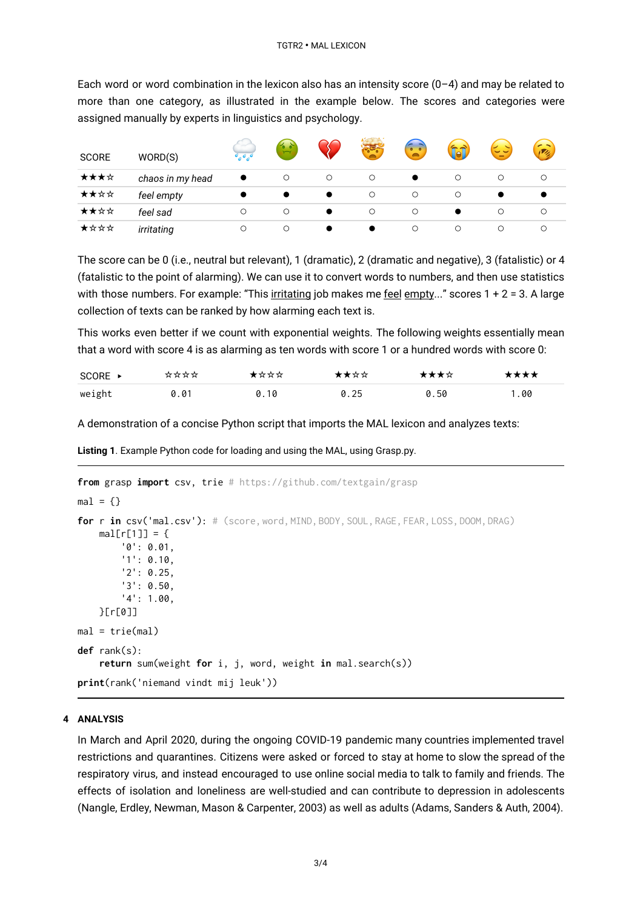Each word or word combination in the lexicon also has an intensity score (0–4) and may be related to more than one category, as illustrated in the example below. The scores and categories were assigned manually by experts in linguistics and psychology.

| SCORE | WORD(S) | 🌧️ | 🤢 | 💔 | 🤯 | 😨 | 😭 | 😔 | 🥱 |
|---|---|---|---|---|---|---|---|---|---|
| ★★★☆ | *chaos in my head* | ● | ○ | ○ | ○ | ● | ○ | ○ | ○ |
| ★★☆☆ | *feel empty* | ● | ● | ● | ○ | ○ | ○ | ● | ● |
| ★★☆☆ | *feel sad* | ○ | ○ | ● | ○ | ○ | ● | ○ | ○ |
| ★☆☆☆ | *irritating* | ○ | ○ | ● | ● | ○ | ○ | ○ | ○ |

The score can be 0 (i.e., neutral but relevant), 1 (dramatic), 2 (dramatic and negative), 3 (fatalistic) or 4 (fatalistic to the point of alarming). We can use it to convert words to numbers, and then use statistics with those numbers. For example: "This irritating job makes me feel empty..." scores 1 + 2 = 3. A large collection of texts can be ranked by how alarming each text is.

This works even better if we count with exponential weights. The following weights essentially mean that a word with score 4 is as alarming as ten words with score 1 or a hundred words with score 0:

| SCORE ▸ | ☆☆☆☆ | ★☆☆☆ | ★★☆☆ | ★★★☆ | ★★★★ |
|---|---|---|---|---|---|
| weight | 0.01 | 0.10 | 0.25 | 0.50 | 1.00 |

A demonstration of a concise Python script that imports the MAL lexicon and analyzes texts:

**Listing 1**. Example Python code for loading and using the MAL, using Grasp.py.

```
from grasp import csv, trie # https://github.com/textgain/grasp

mal = {}

for r in csv('mal.csv'): # (score, word, MIND, BODY, SOUL, RAGE, FEAR, LOSS, DOOM, DRAG)
    mal[r[1]] = {
        '0': 0.01,
        '1': 0.10,
        '2': 0.25,
        '3': 0.50,
        '4': 1.00,
    }[r[0]]

mal = trie(mal)

def rank(s):
    return sum(weight for i, j, word, weight in mal.search(s))

print(rank('niemand vindt mij leuk'))
```

## 4 ANALYSIS

In March and April 2020, during the ongoing COVID-19 pandemic many countries implemented travel restrictions and quarantines. Citizens were asked or forced to stay at home to slow the spread of the respiratory virus, and instead encouraged to use online social media to talk to family and friends. The effects of isolation and loneliness are well-studied and can contribute to depression in adolescents (Nangle, Erdley, Newman, Mason & Carpenter, 2003) as well as adults (Adams, Sanders & Auth, 2004).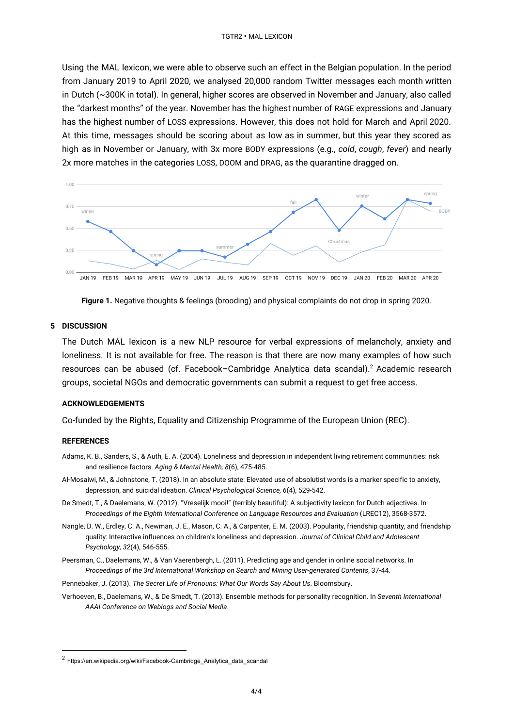Using the MAL lexicon, we were able to observe such an effect in the Belgian population. In the period from January 2019 to April 2020, we analysed 20,000 random Twitter messages each month written in Dutch (~300K in total). In general, higher scores are observed in November and January, also called the “darkest months” of the year. November has the highest number of RAGE expressions and January has the highest number of LOSS expressions. However, this does not hold for March and April 2020. At this time, messages should be scoring about as low as in summer, but this year they scored as high as in November or January, with 3x more BODY expressions (e.g., *cold*, *cough*, *fever*) and nearly 2x more matches in the categories LOSS, DOOM and DRAG, as the quarantine dragged on.

1.00
0.75
0.50
0.25
0.00

winter
spring
summer
fall
Christmas
winter
spring
BODY

JAN 19 FEB 19 MAR 19 APR 19 MAY 19 JUN 19 JUL 19 AUG 19 SEP 19 OCT 19 NOV 19 DEC 19 JAN 20 FEB 20 MAR 20 APR 20

**Figure 1.** Negative thoughts & feelings (brooding) and physical complaints do not drop in spring 2020.

## 5 DISCUSSION

The Dutch MAL lexicon is a new NLP resource for verbal expressions of melancholy, anxiety and loneliness. It is not available for free. The reason is that there are now many examples of how such resources can be abused (cf. Facebook–Cambridge Analytica data scandal).[2] Academic research groups, societal NGOs and democratic governments can submit a request to get free access.

### ACKNOWLEDGEMENTS

Co-funded by the Rights, Equality and Citizenship Programme of the European Union (REC).

### REFERENCES

Adams, K. B., Sanders, S., & Auth, E. A. (2004). Loneliness and depression in independent living retirement communities: risk and resilience factors. *Aging & Mental Health, 8*(6), 475-485.

Al-Mosaiwi, M., & Johnstone, T. (2018). In an absolute state: Elevated use of absolutist words is a marker specific to anxiety, depression, and suicidal ideation. *Clinical Psychological Science, 6*(4), 529-542.

De Smedt, T., & Daelemans, W. (2012). “Vreselijk mooi!” (terribly beautiful): A subjectivity lexicon for Dutch adjectives. In *Proceedings of the Eighth International Conference on Language Resources and Evaluation* (LREC12), 3568-3572.

Nangle, D. W., Erdley, C. A., Newman, J. E., Mason, C. A., & Carpenter, E. M. (2003). Popularity, friendship quantity, and friendship quality: Interactive influences on children's loneliness and depression. *Journal of Clinical Child and Adolescent Psychology, 32*(4), 546-555.

Peersman, C., Daelemans, W., & Van Vaerenbergh, L. (2011). Predicting age and gender in online social networks. In *Proceedings of the 3rd International Workshop on Search and Mining User-generated Contents*, 37-44.

Pennebaker, J. (2013). *The Secret Life of Pronouns: What Our Words Say About Us*. Bloomsbury.

Verhoeven, B., Daelemans, W., & De Smedt, T. (2013). Ensemble methods for personality recognition. In *Seventh International AAAI Conference on Weblogs and Social Media*.

---

[2] https://en.wikipedia.org/wiki/Facebook-Cambridge_Analytica_data_scandal